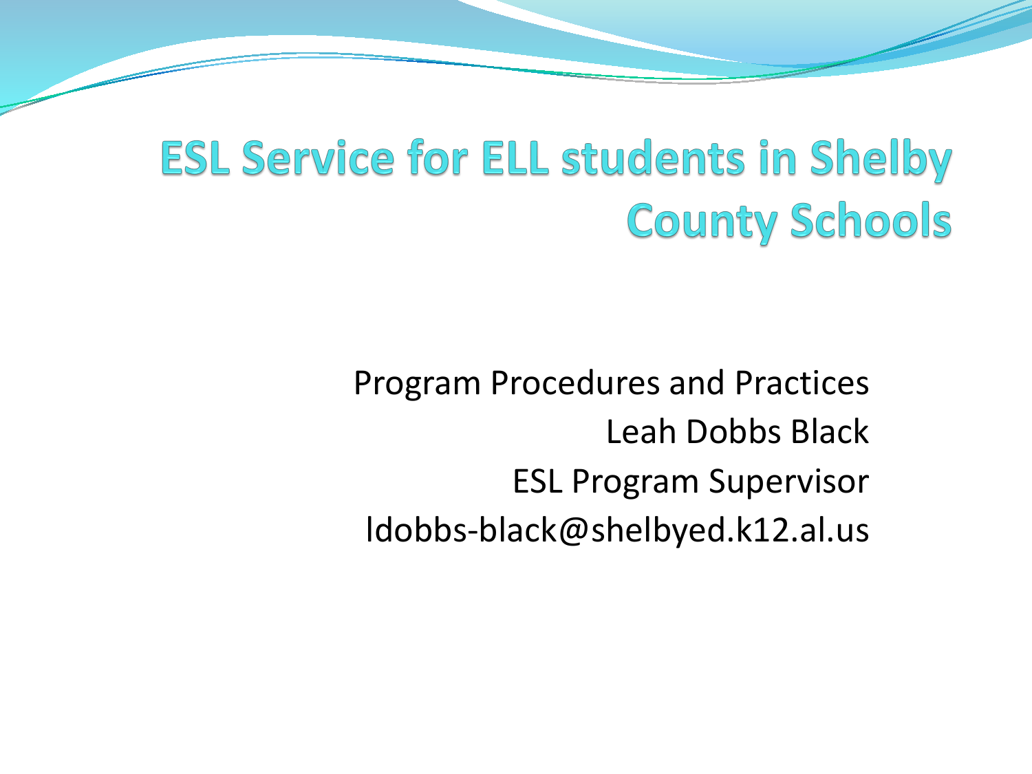# ESL Service for ELL students in Shelby County Schools

Program Procedures and Practices

Leah Dobbs Black

ESL Program Supervisor

ldobbs-black@shelbyed.k12.al.us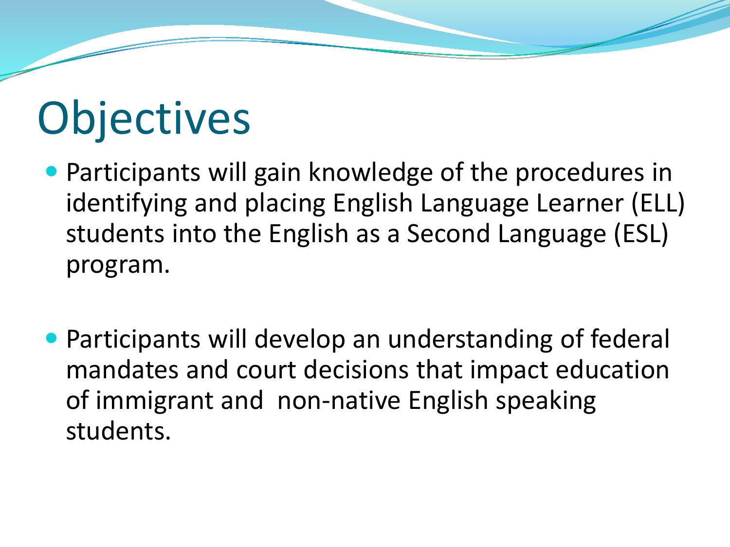# Objectives

- Participants will gain knowledge of the procedures in identifying and placing English Language Learner (ELL) students into the English as a Second Language (ESL) program.

- Participants will develop an understanding of federal mandates and court decisions that impact education of immigrant and non-native English speaking students.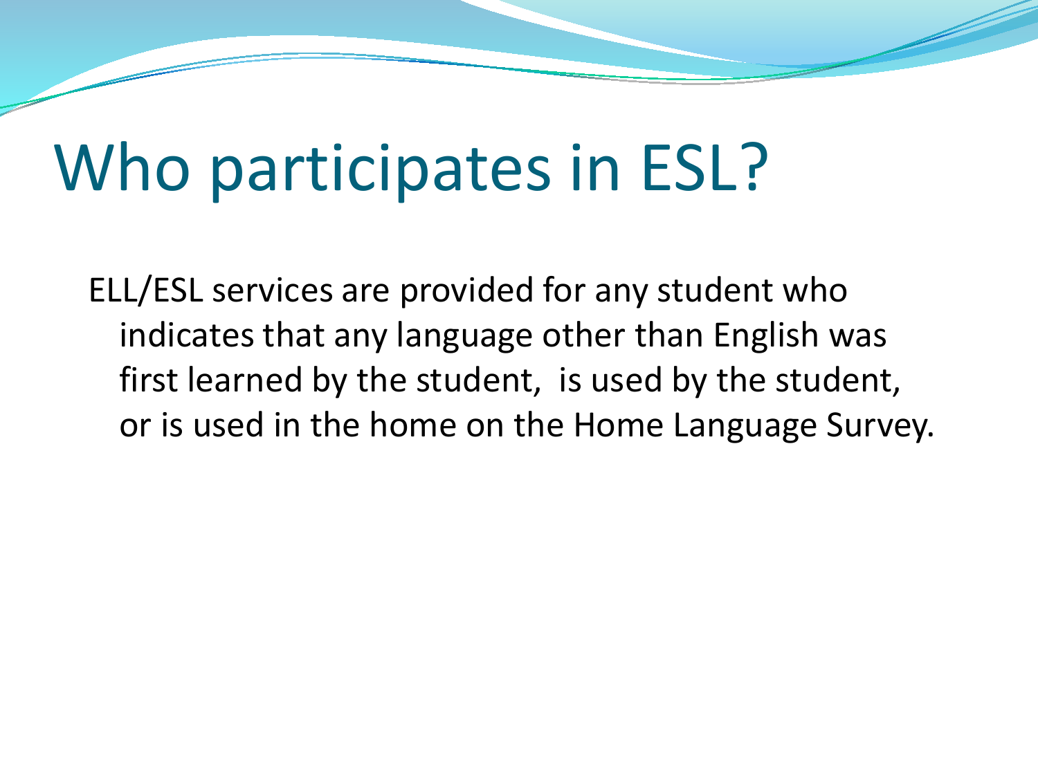# Who participates in ESL?

ELL/ESL services are provided for any student who indicates that any language other than English was first learned by the student, is used by the student, or is used in the home on the Home Language Survey.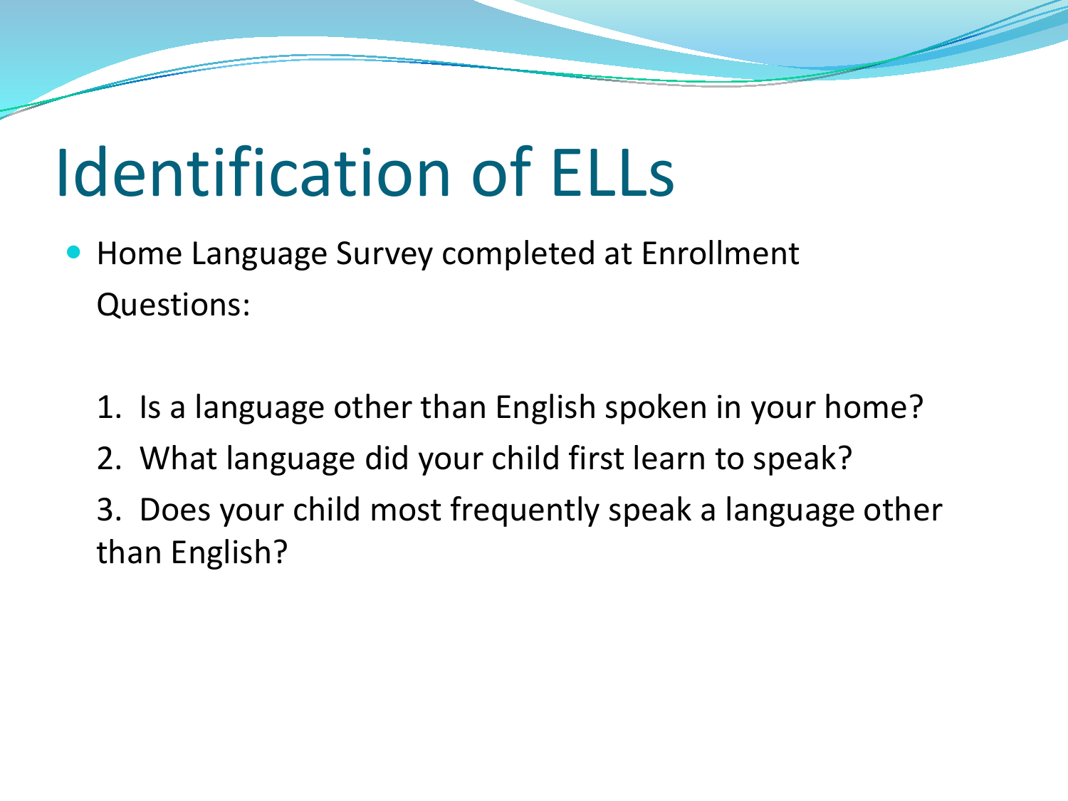# Identification of ELLs

- Home Language Survey completed at Enrollment
  Questions:

  1. Is a language other than English spoken in your home?
  2. What language did your child first learn to speak?
  3. Does your child most frequently speak a language other than English?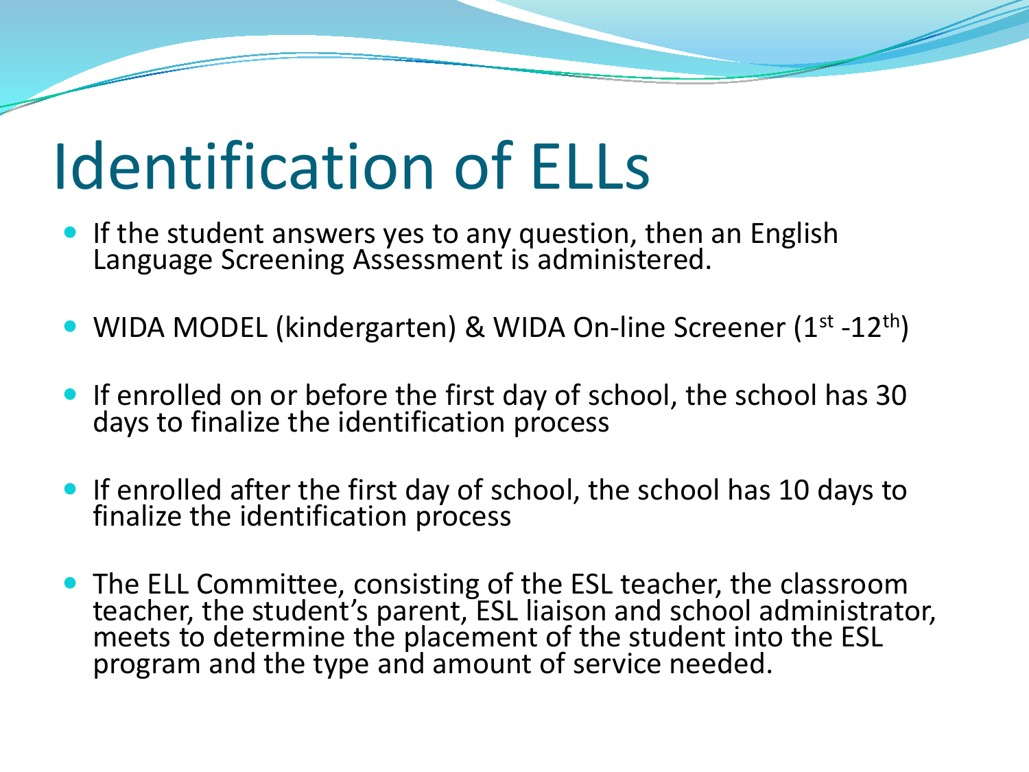# Identification of ELLs

- If the student answers yes to any question, then an English Language Screening Assessment is administered.
- WIDA MODEL (kindergarten) & WIDA On-line Screener (1st -12th)
- If enrolled on or before the first day of school, the school has 30 days to finalize the identification process
- If enrolled after the first day of school, the school has 10 days to finalize the identification process
- The ELL Committee, consisting of the ESL teacher, the classroom teacher, the student's parent, ESL liaison and school administrator, meets to determine the placement of the student into the ESL program and the type and amount of service needed.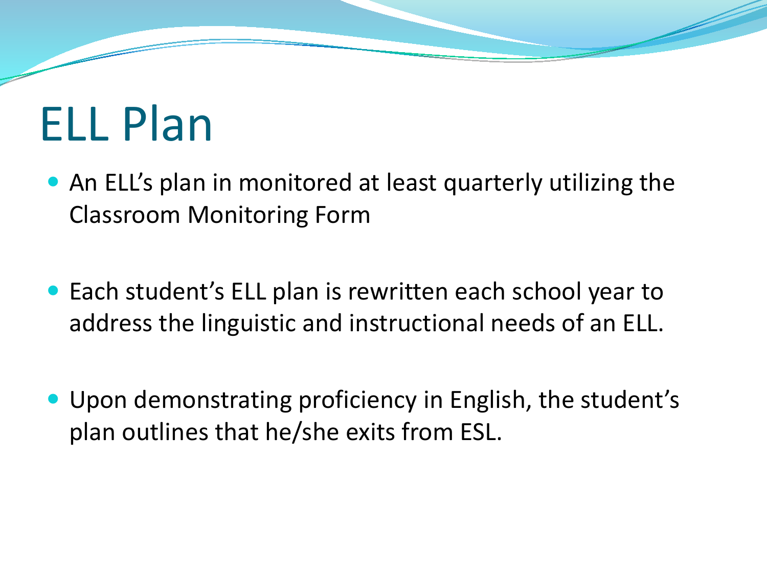# ELL Plan

- An ELL's plan in monitored at least quarterly utilizing the Classroom Monitoring Form
- Each student's ELL plan is rewritten each school year to address the linguistic and instructional needs of an ELL.
- Upon demonstrating proficiency in English, the student's plan outlines that he/she exits from ESL.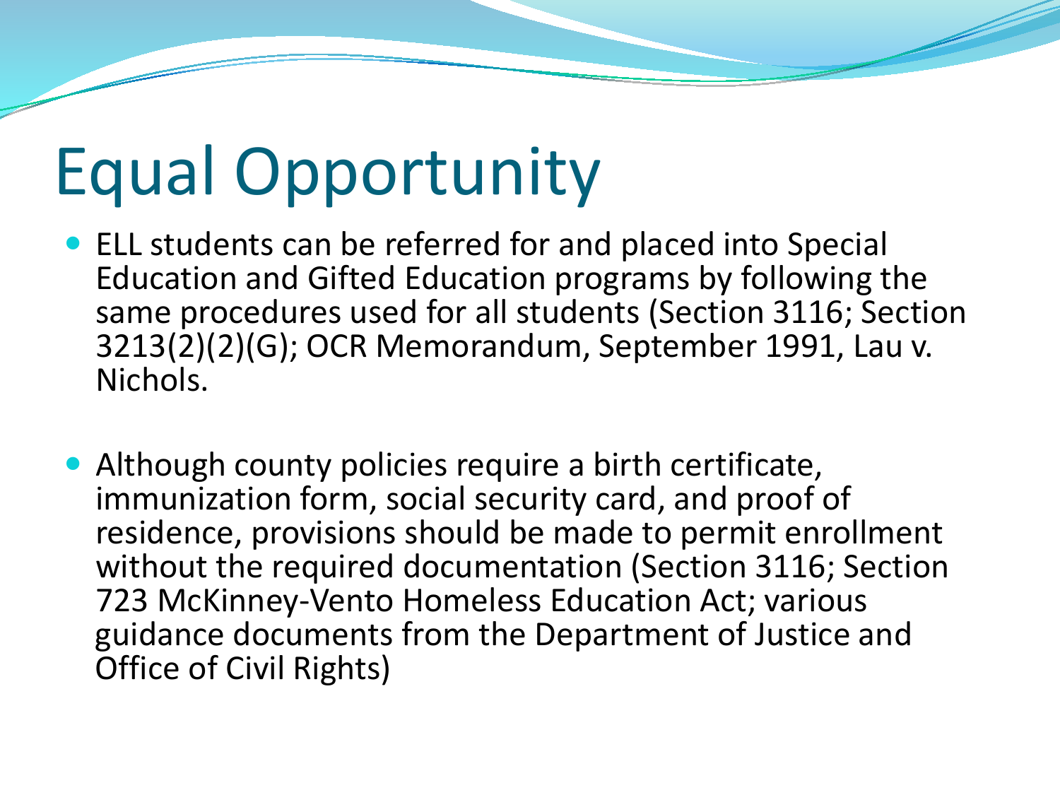# Equal Opportunity

- ELL students can be referred for and placed into Special Education and Gifted Education programs by following the same procedures used for all students (Section 3116; Section 3213(2)(2)(G); OCR Memorandum, September 1991, Lau v. Nichols.

- Although county policies require a birth certificate, immunization form, social security card, and proof of residence, provisions should be made to permit enrollment without the required documentation (Section 3116; Section 723 McKinney-Vento Homeless Education Act; various guidance documents from the Department of Justice and Office of Civil Rights)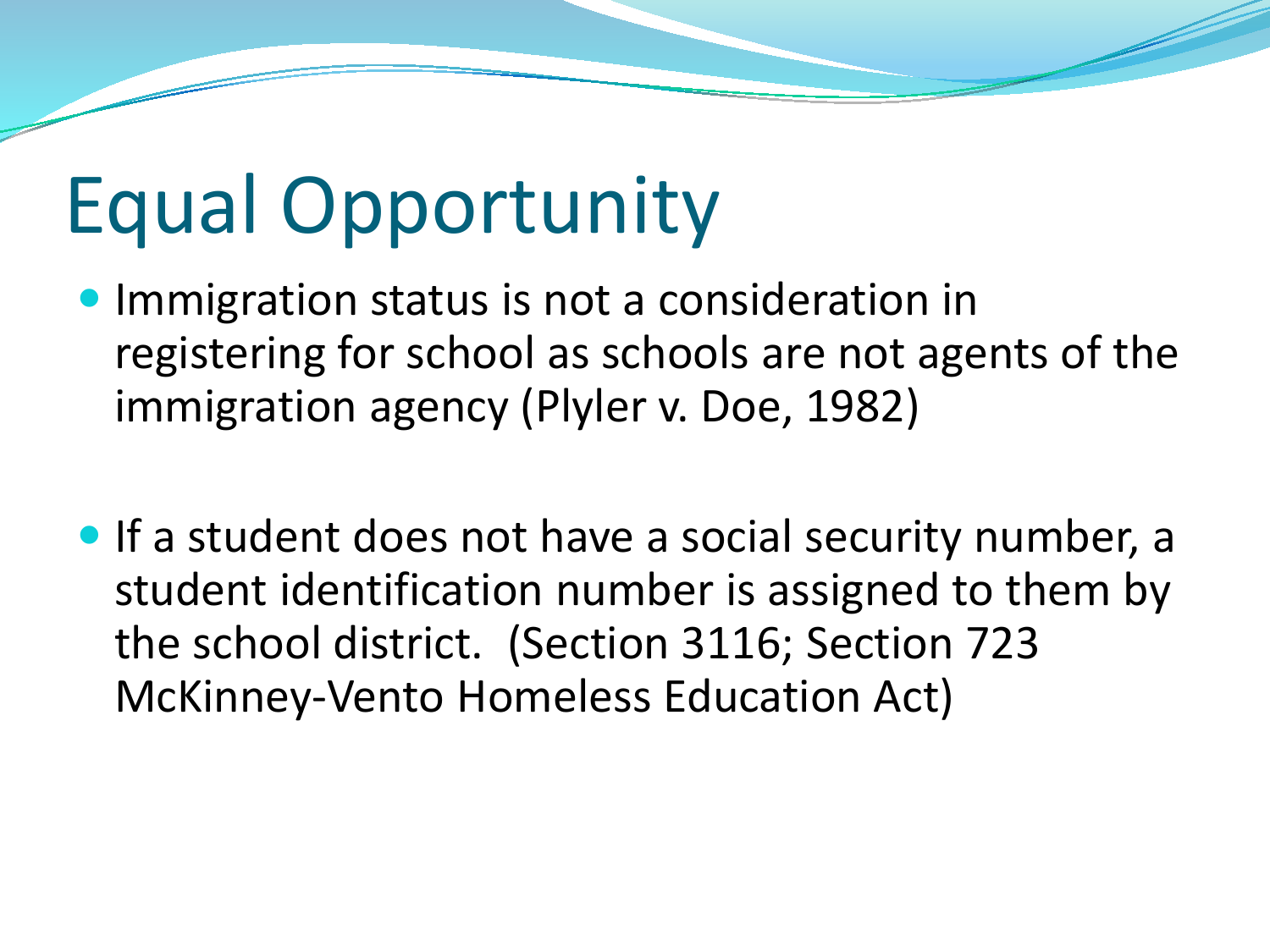# Equal Opportunity

- Immigration status is not a consideration in registering for school as schools are not agents of the immigration agency (Plyler v. Doe, 1982)

- If a student does not have a social security number, a student identification number is assigned to them by the school district. (Section 3116; Section 723 McKinney-Vento Homeless Education Act)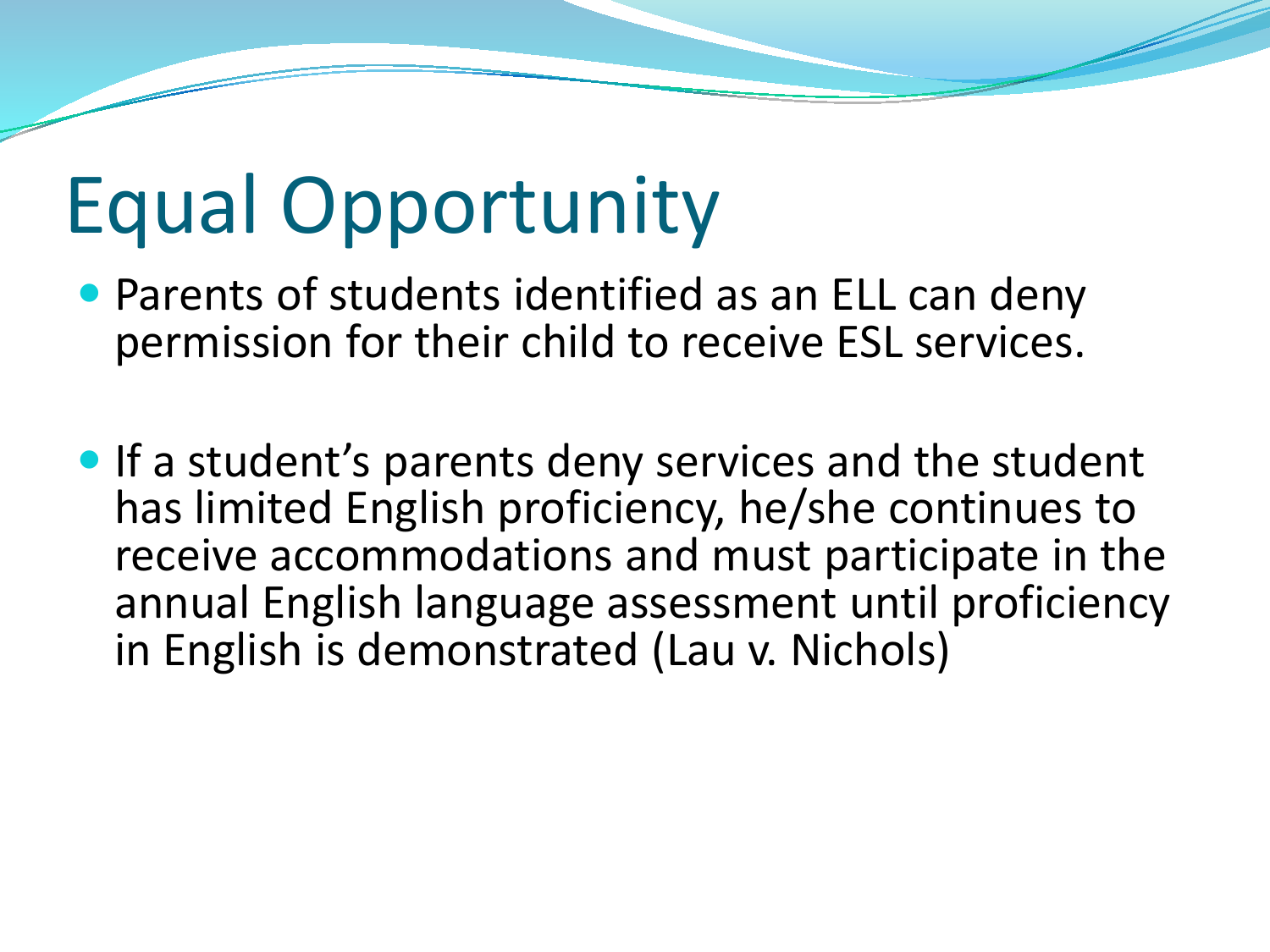# Equal Opportunity

- Parents of students identified as an ELL can deny permission for their child to receive ESL services.
- If a student's parents deny services and the student has limited English proficiency, he/she continues to receive accommodations and must participate in the annual English language assessment until proficiency in English is demonstrated (Lau v. Nichols)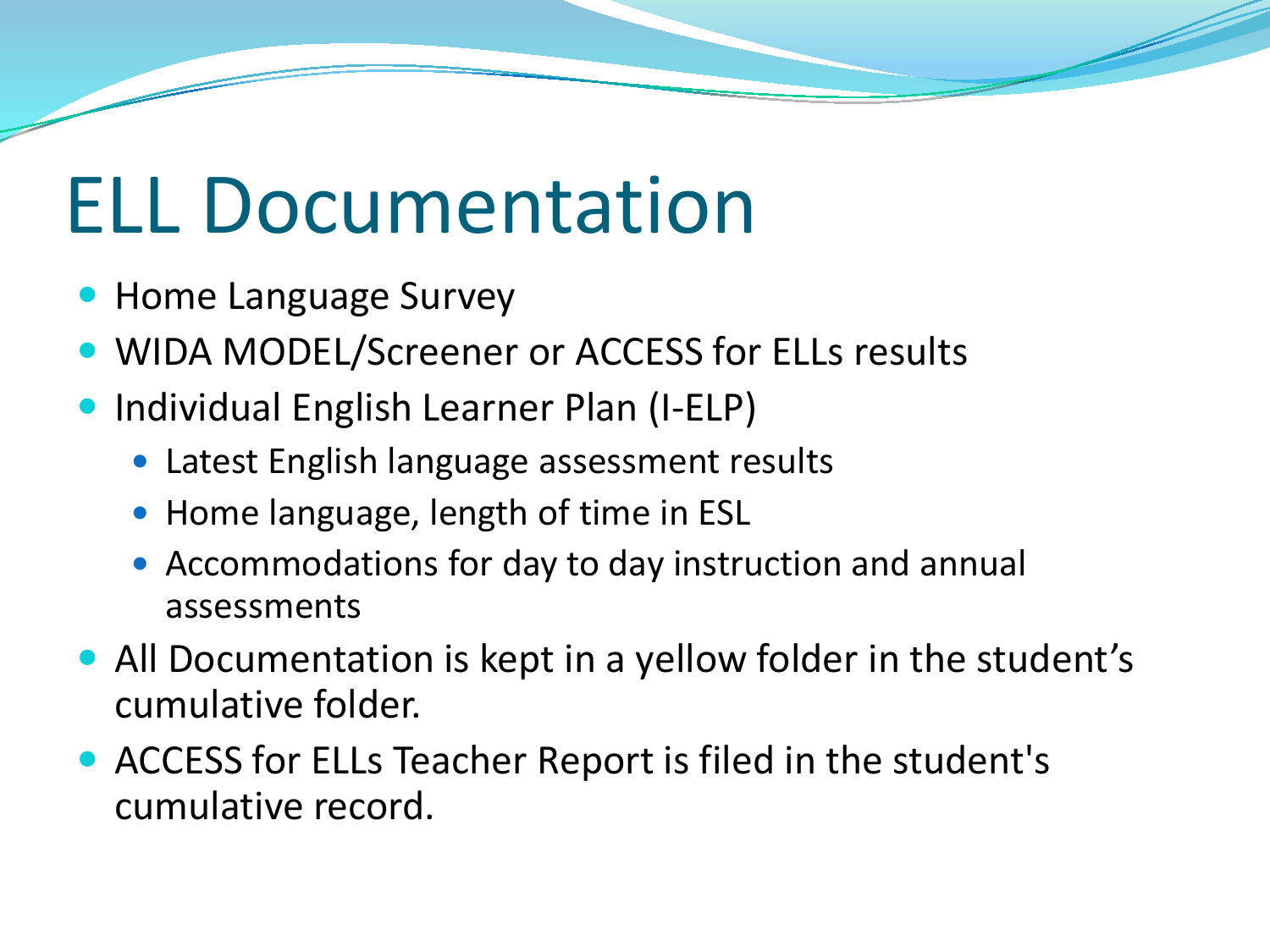# ELL Documentation

- Home Language Survey
- WIDA MODEL/Screener or ACCESS for ELLs results
- Individual English Learner Plan (I-ELP)
  - Latest English language assessment results
  - Home language, length of time in ESL
  - Accommodations for day to day instruction and annual assessments
- All Documentation is kept in a yellow folder in the student's cumulative folder.
- ACCESS for ELLs Teacher Report is filed in the student's cumulative record.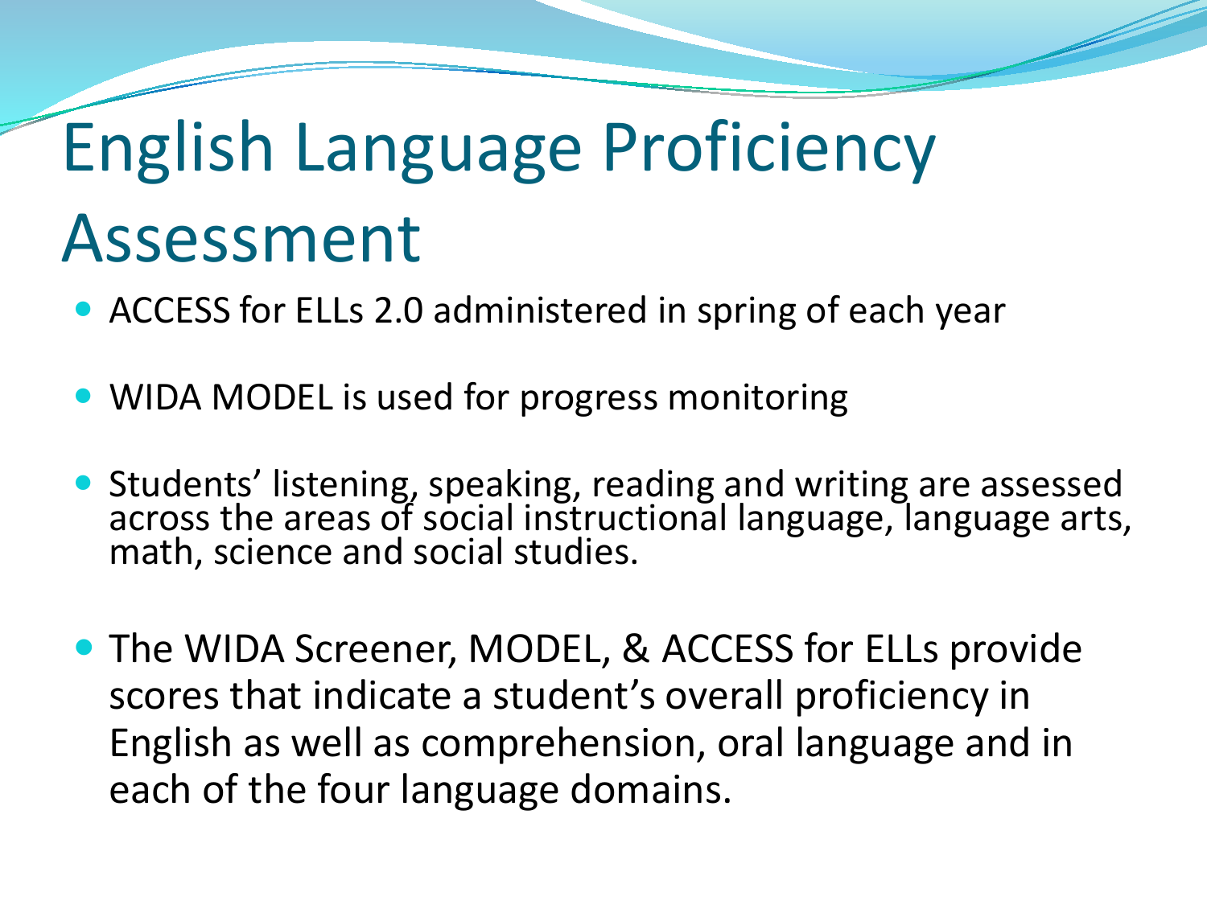# English Language Proficiency Assessment

- ACCESS for ELLs 2.0 administered in spring of each year
- WIDA MODEL is used for progress monitoring
- Students' listening, speaking, reading and writing are assessed across the areas of social instructional language, language arts, math, science and social studies.
- The WIDA Screener, MODEL, & ACCESS for ELLs provide scores that indicate a student's overall proficiency in English as well as comprehension, oral language and in each of the four language domains.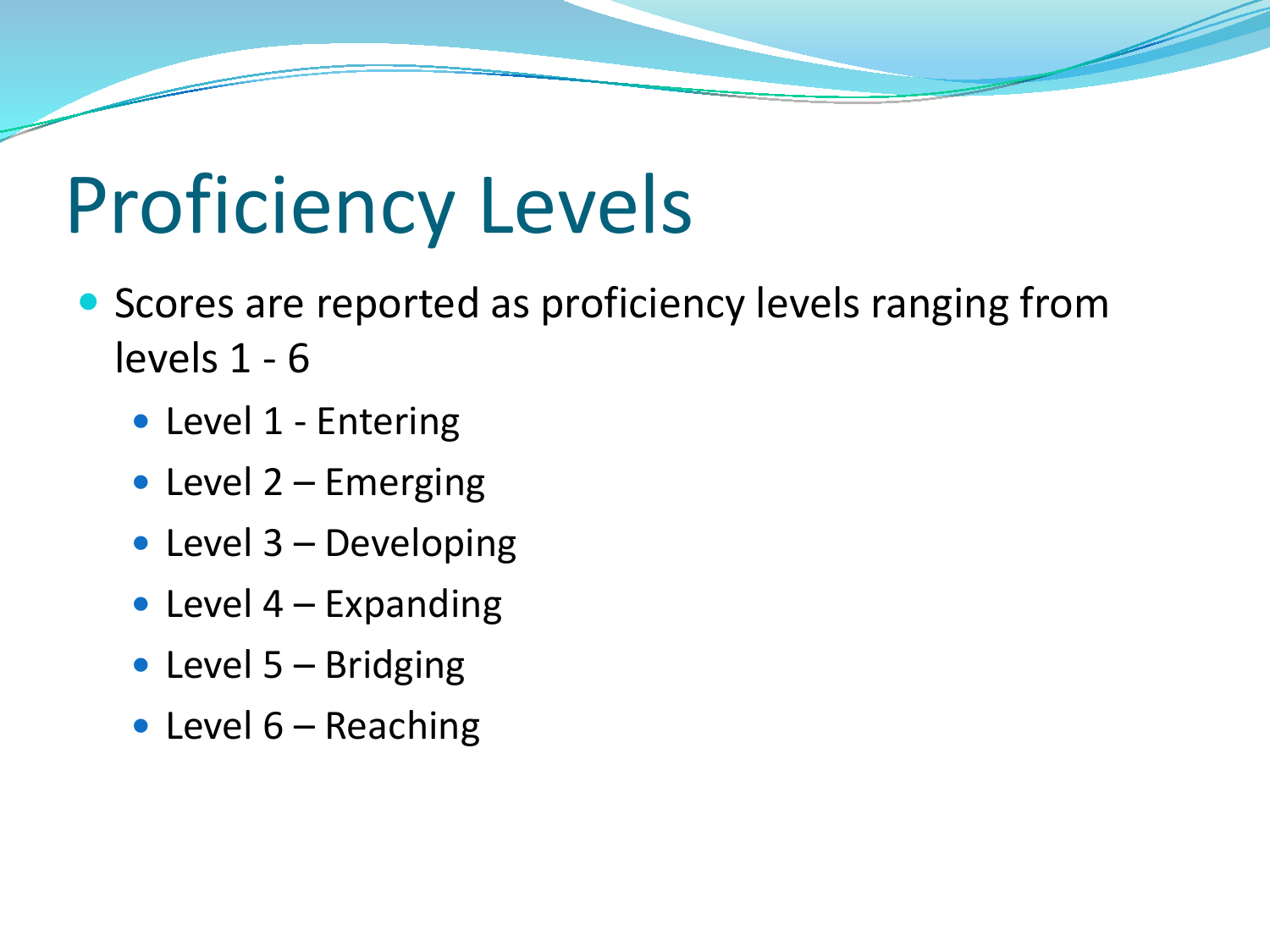# Proficiency Levels

- Scores are reported as proficiency levels ranging from levels 1 - 6
  - Level 1 - Entering
  - Level 2 – Emerging
  - Level 3 – Developing
  - Level 4 – Expanding
  - Level 5 – Bridging
  - Level 6 – Reaching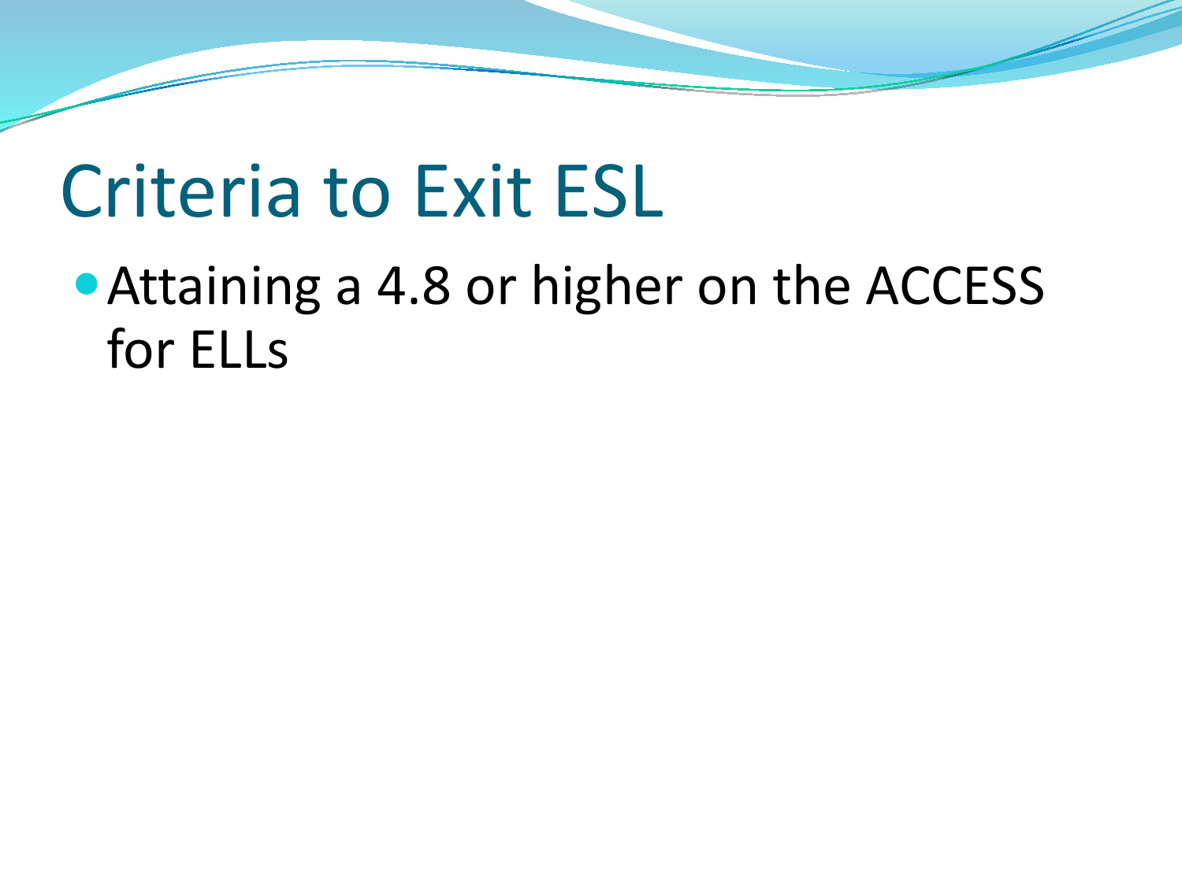# Criteria to Exit ESL

- Attaining a 4.8 or higher on the ACCESS for ELLs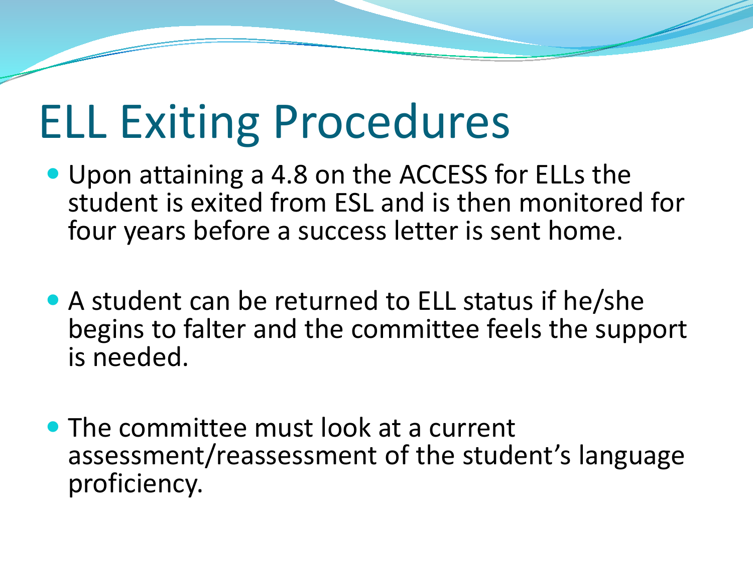# ELL Exiting Procedures

- Upon attaining a 4.8 on the ACCESS for ELLs the student is exited from ESL and is then monitored for four years before a success letter is sent home.

- A student can be returned to ELL status if he/she begins to falter and the committee feels the support is needed.

- The committee must look at a current assessment/reassessment of the student's language proficiency.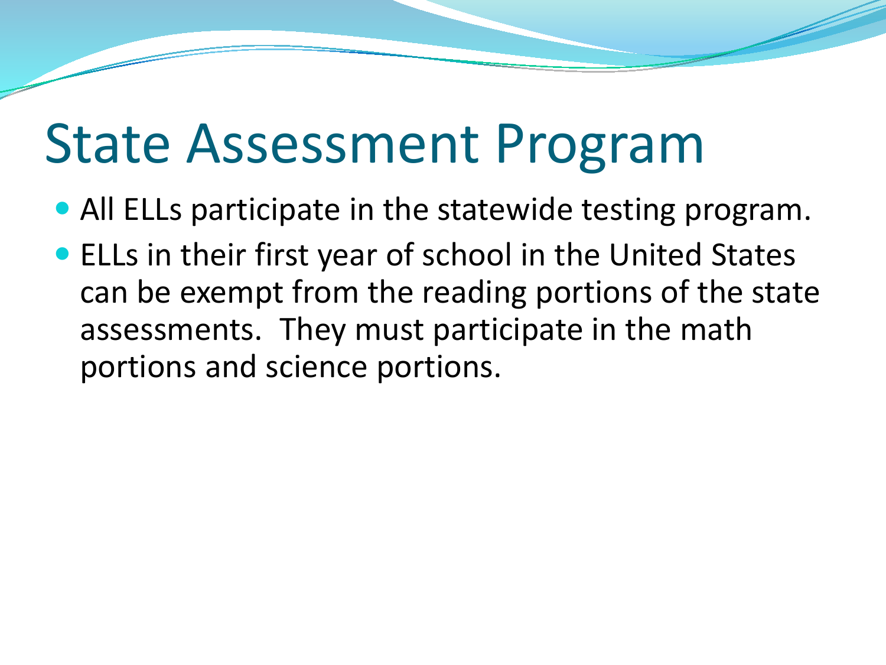# State Assessment Program

- All ELLs participate in the statewide testing program.
- ELLs in their first year of school in the United States can be exempt from the reading portions of the state assessments. They must participate in the math portions and science portions.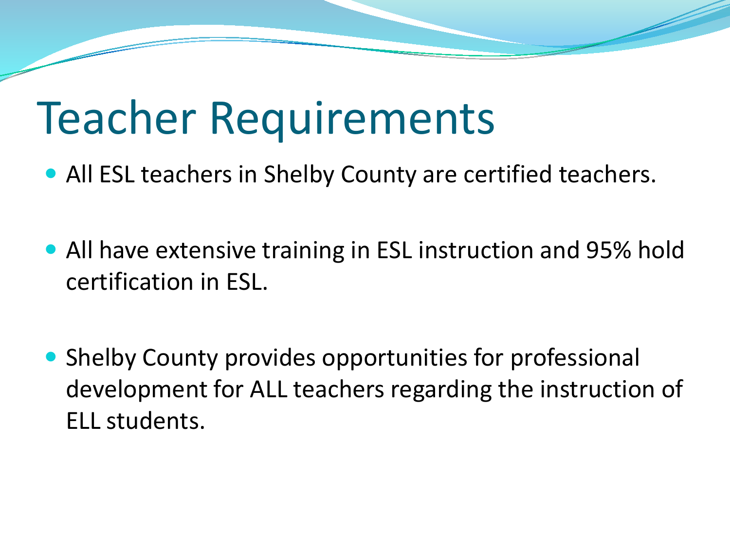# Teacher Requirements

- All ESL teachers in Shelby County are certified teachers.
- All have extensive training in ESL instruction and 95% hold certification in ESL.
- Shelby County provides opportunities for professional development for ALL teachers regarding the instruction of ELL students.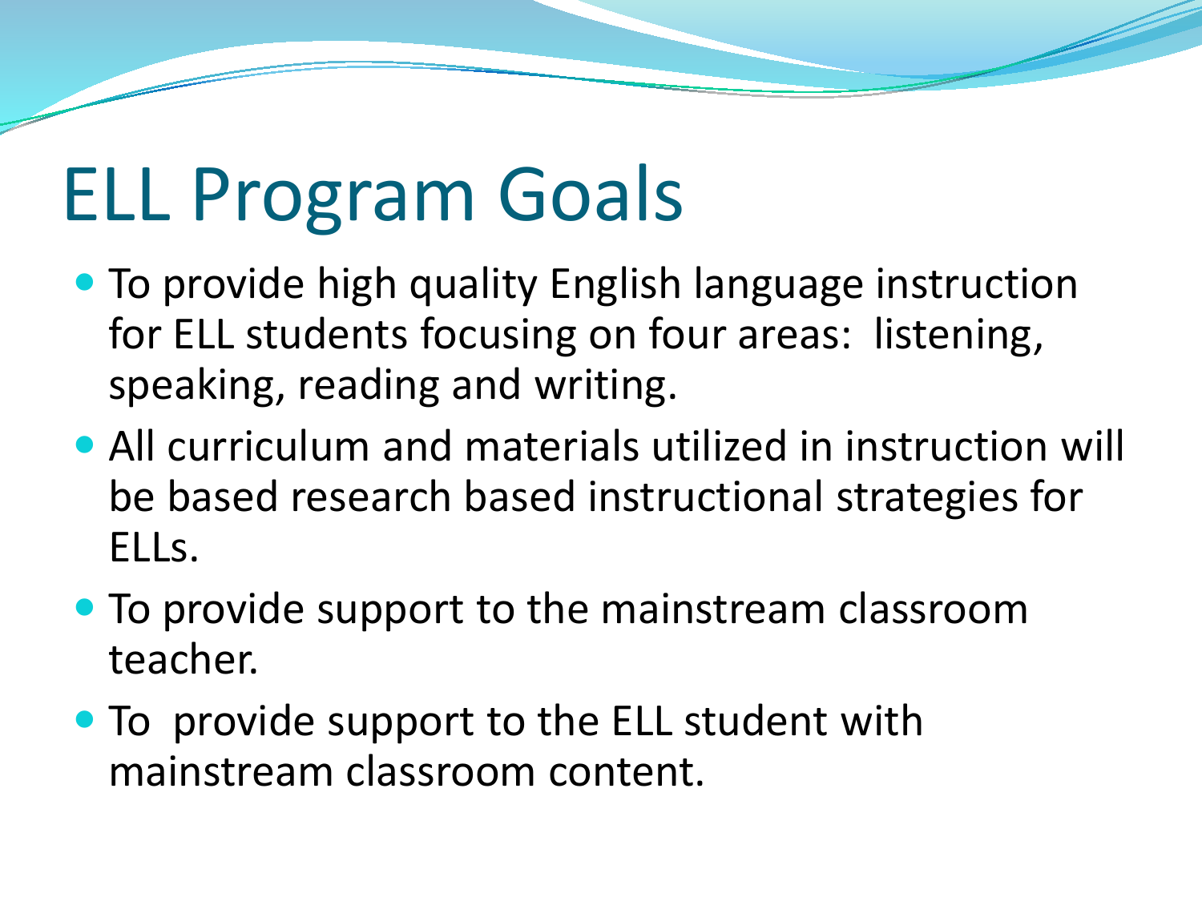# ELL Program Goals

- To provide high quality English language instruction for ELL students focusing on four areas:  listening, speaking, reading and writing.
- All curriculum and materials utilized in instruction will be based research based instructional strategies for ELLs.
- To provide support to the mainstream classroom teacher.
- To  provide support to the ELL student with mainstream classroom content.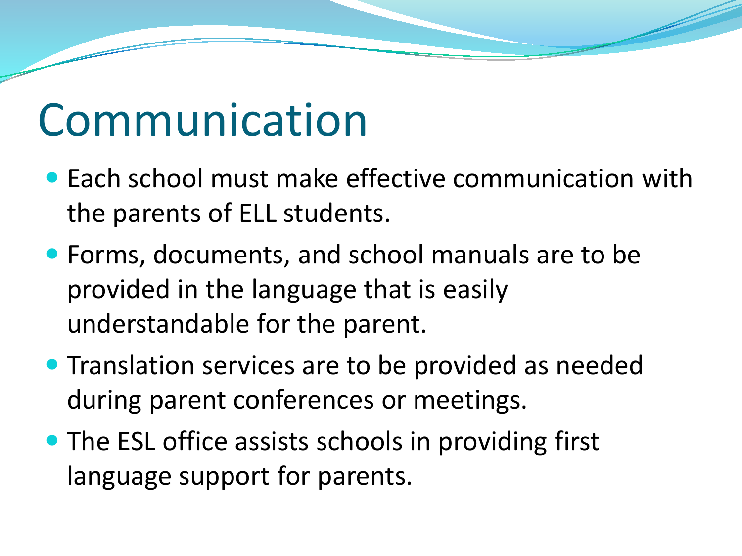# Communication

- Each school must make effective communication with the parents of ELL students.
- Forms, documents, and school manuals are to be provided in the language that is easily understandable for the parent.
- Translation services are to be provided as needed during parent conferences or meetings.
- The ESL office assists schools in providing first language support for parents.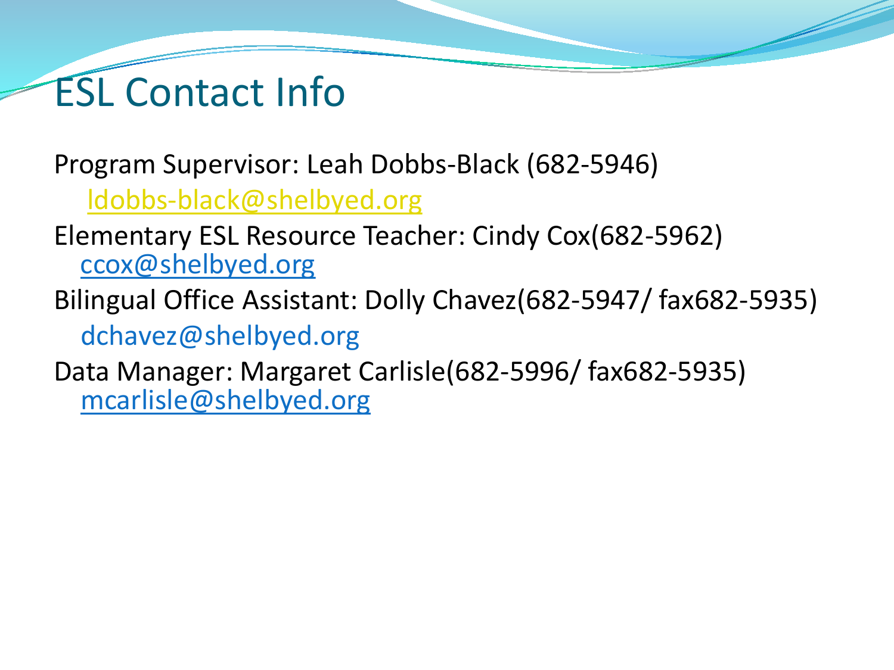# ESL Contact Info

Program Supervisor: Leah Dobbs-Black (682-5946)
ldobbs-black@shelbyed.org

Elementary ESL Resource Teacher: Cindy Cox(682-5962)
ccox@shelbyed.org

Bilingual Office Assistant: Dolly Chavez(682-5947/ fax682-5935)
dchavez@shelbyed.org

Data Manager: Margaret Carlisle(682-5996/ fax682-5935)
mcarlisle@shelbyed.org